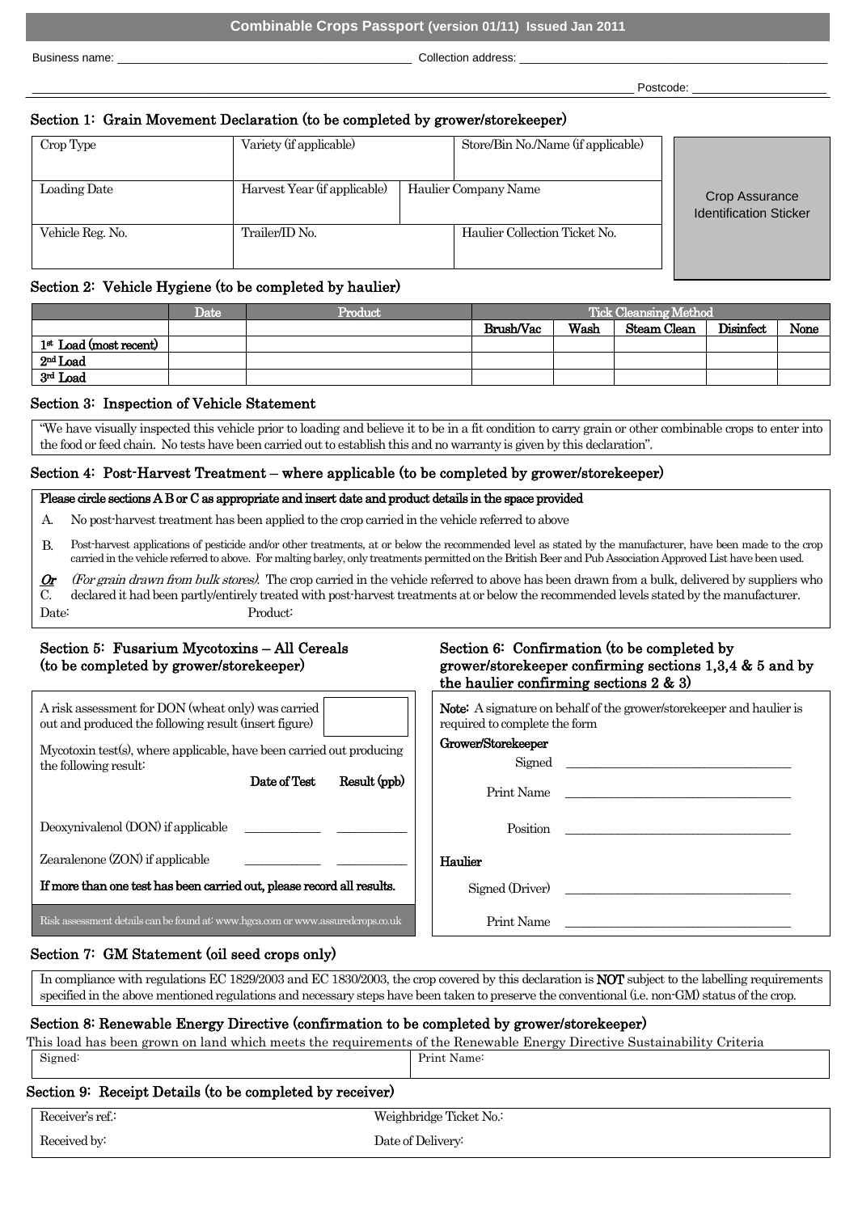# Combinable Crops Passport (version 01/11) Issued Jan 2011

Business name: ______________________________ Collection address: ______________________________

______________________________ Postcode: ______________

## Section 1: Grain Movement Declaration (to be completed by grower/storekeeper)

| Crop Type | Variety (if applicable) | Store/Bin No./Name (if applicable) |
|---|---|---|
| Loading Date | Harvest Year (if applicable) | Haulier Company Name |
| Vehicle Reg. No. | Trailer/ID No. | Haulier Collection Ticket No. |

Crop Assurance Identification Sticker

## Section 2: Vehicle Hygiene (to be completed by haulier)

| | Date | Product | Tick Cleansing Method | | | | |
|---|---|---|---|---|---|---|---|
| | | | Brush/Vac | Wash | Steam Clean | Disinfect | None |
| 1st Load (most recent) | | | | | | | |
| 2nd Load | | | | | | | |
| 3rd Load | | | | | | | |

## Section 3: Inspection of Vehicle Statement

"We have visually inspected this vehicle prior to loading and believe it to be in a fit condition to carry grain or other combinable crops to enter into the food or feed chain. No tests have been carried out to establish this and no warranty is given by this declaration".

## Section 4: Post-Harvest Treatment – where applicable (to be completed by grower/storekeeper)

**Please circle sections A B or C as appropriate and insert date and product details in the space provided**

A. No post-harvest treatment has been applied to the crop carried in the vehicle referred to above

B. Post-harvest applications of pesticide and/or other treatments, at or below the recommended level as stated by the manufacturer, have been made to the crop carried in the vehicle referred to above. For malting barley, only treatments permitted on the British Beer and Pub Association Approved List have been used.

***Or*** *(For grain drawn from bulk stores).* The crop carried in the vehicle referred to above has been drawn from a bulk, delivered by suppliers who

C. declared it had been partly/entirely treated with post-harvest treatments at or below the recommended levels stated by the manufacturer.

Date: Product:

## Section 5: Fusarium Mycotoxins – All Cereals (to be completed by grower/storekeeper)

A risk assessment for DON (wheat only) was carried out and produced the following result (insert figure) [ ]

Mycotoxin test(s), where applicable, have been carried out producing the following result:

| | Date of Test | Result (ppb) |
|---|---|---|
| Deoxynivalenol (DON) if applicable | ________ | ________ |
| Zearalenone (ZON) if applicable | ________ | ________ |

**If more than one test has been carried out, please record all results.**

Risk assessment details can be found at: www.hgca.com or www.assuredcrops.co.uk

## Section 6: Confirmation (to be completed by grower/storekeeper confirming sections 1,3,4 & 5 and by the haulier confirming sections 2 & 3)

**Note:** A signature on behalf of the grower/storekeeper and haulier is required to complete the form

**Grower/Storekeeper**

Signed ______________________________

Print Name ______________________________

Position ______________________________

**Haulier**

Signed (Driver) ______________________________

Print Name ______________________________

## Section 7: GM Statement (oil seed crops only)

In compliance with regulations EC 1829/2003 and EC 1830/2003, the crop covered by this declaration is **NOT** subject to the labelling requirements specified in the above mentioned regulations and necessary steps have been taken to preserve the conventional (i.e. non-GM) status of the crop.

## Section 8: Renewable Energy Directive (confirmation to be completed by grower/storekeeper)

This load has been grown on land which meets the requirements of the Renewable Energy Directive Sustainability Criteria

| Signed: | Print Name: |
|---|---|

## Section 9: Receipt Details (to be completed by receiver)

| Receiver's ref.: | Weighbridge Ticket No.: |
|---|---|
| Received by: | Date of Delivery: |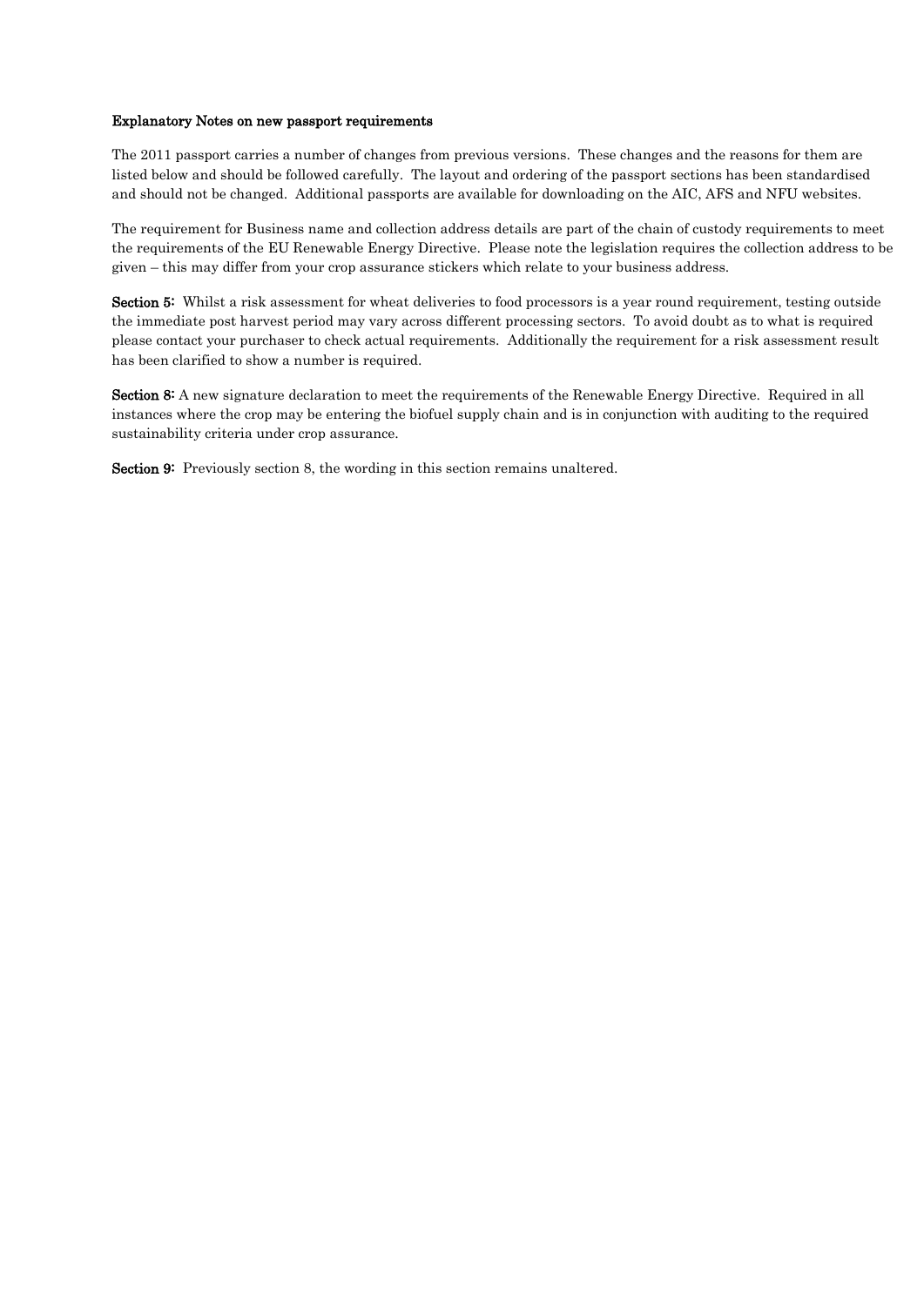**Explanatory Notes on new passport requirements**

The 2011 passport carries a number of changes from previous versions. These changes and the reasons for them are listed below and should be followed carefully. The layout and ordering of the passport sections has been standardised and should not be changed. Additional passports are available for downloading on the AIC, AFS and NFU websites.

The requirement for Business name and collection address details are part of the chain of custody requirements to meet the requirements of the EU Renewable Energy Directive. Please note the legislation requires the collection address to be given – this may differ from your crop assurance stickers which relate to your business address.

**Section 5:** Whilst a risk assessment for wheat deliveries to food processors is a year round requirement, testing outside the immediate post harvest period may vary across different processing sectors. To avoid doubt as to what is required please contact your purchaser to check actual requirements. Additionally the requirement for a risk assessment result has been clarified to show a number is required.

**Section 8:** A new signature declaration to meet the requirements of the Renewable Energy Directive. Required in all instances where the crop may be entering the biofuel supply chain and is in conjunction with auditing to the required sustainability criteria under crop assurance.

**Section 9:** Previously section 8, the wording in this section remains unaltered.